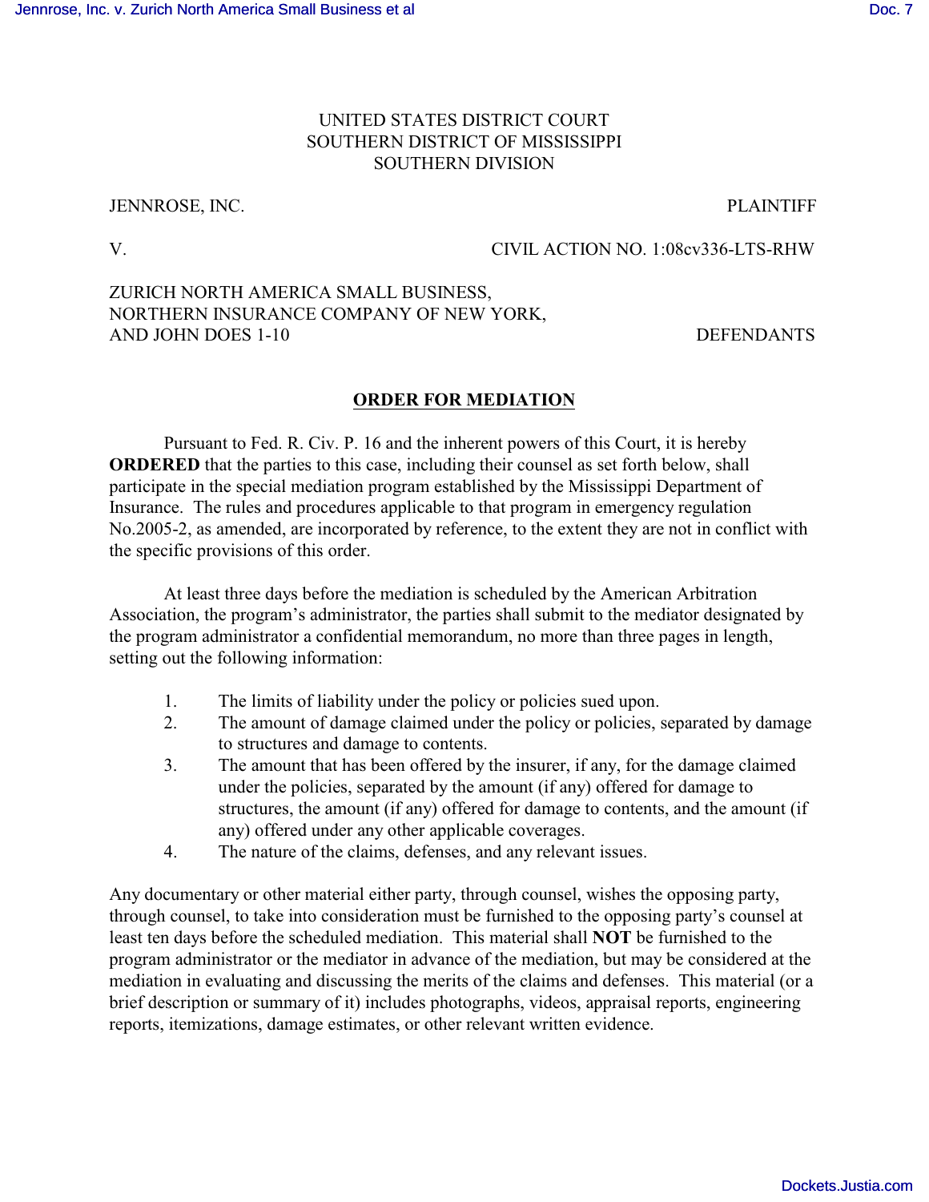UNITED STATES DISTRICT COURT
SOUTHERN DISTRICT OF MISSISSIPPI
SOUTHERN DIVISION

JENNROSE, INC. PLAINTIFF

V. CIVIL ACTION NO. 1:08cv336-LTS-RHW

ZURICH NORTH AMERICA SMALL BUSINESS,
NORTHERN INSURANCE COMPANY OF NEW YORK,
AND JOHN DOES 1-10 DEFENDANTS

## ORDER FOR MEDIATION

Pursuant to Fed. R. Civ. P. 16 and the inherent powers of this Court, it is hereby **ORDERED** that the parties to this case, including their counsel as set forth below, shall participate in the special mediation program established by the Mississippi Department of Insurance. The rules and procedures applicable to that program in emergency regulation No.2005-2, as amended, are incorporated by reference, to the extent they are not in conflict with the specific provisions of this order.

At least three days before the mediation is scheduled by the American Arbitration Association, the program's administrator, the parties shall submit to the mediator designated by the program administrator a confidential memorandum, no more than three pages in length, setting out the following information:

1. The limits of liability under the policy or policies sued upon.
2. The amount of damage claimed under the policy or policies, separated by damage to structures and damage to contents.
3. The amount that has been offered by the insurer, if any, for the damage claimed under the policies, separated by the amount (if any) offered for damage to structures, the amount (if any) offered for damage to contents, and the amount (if any) offered under any other applicable coverages.
4. The nature of the claims, defenses, and any relevant issues.

Any documentary or other material either party, through counsel, wishes the opposing party, through counsel, to take into consideration must be furnished to the opposing party's counsel at least ten days before the scheduled mediation. This material shall **NOT** be furnished to the program administrator or the mediator in advance of the mediation, but may be considered at the mediation in evaluating and discussing the merits of the claims and defenses. This material (or a brief description or summary of it) includes photographs, videos, appraisal reports, engineering reports, itemizations, damage estimates, or other relevant written evidence.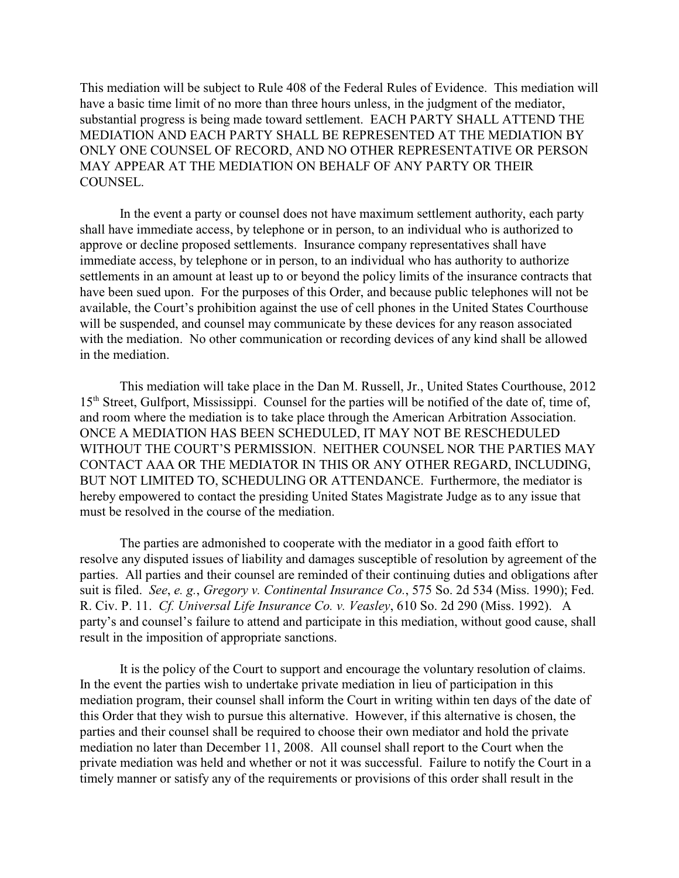This mediation will be subject to Rule 408 of the Federal Rules of Evidence. This mediation will have a basic time limit of no more than three hours unless, in the judgment of the mediator, substantial progress is being made toward settlement. EACH PARTY SHALL ATTEND THE MEDIATION AND EACH PARTY SHALL BE REPRESENTED AT THE MEDIATION BY ONLY ONE COUNSEL OF RECORD, AND NO OTHER REPRESENTATIVE OR PERSON MAY APPEAR AT THE MEDIATION ON BEHALF OF ANY PARTY OR THEIR COUNSEL.

In the event a party or counsel does not have maximum settlement authority, each party shall have immediate access, by telephone or in person, to an individual who is authorized to approve or decline proposed settlements. Insurance company representatives shall have immediate access, by telephone or in person, to an individual who has authority to authorize settlements in an amount at least up to or beyond the policy limits of the insurance contracts that have been sued upon. For the purposes of this Order, and because public telephones will not be available, the Court's prohibition against the use of cell phones in the United States Courthouse will be suspended, and counsel may communicate by these devices for any reason associated with the mediation. No other communication or recording devices of any kind shall be allowed in the mediation.

This mediation will take place in the Dan M. Russell, Jr., United States Courthouse, 2012 15th Street, Gulfport, Mississippi. Counsel for the parties will be notified of the date of, time of, and room where the mediation is to take place through the American Arbitration Association. ONCE A MEDIATION HAS BEEN SCHEDULED, IT MAY NOT BE RESCHEDULED WITHOUT THE COURT'S PERMISSION. NEITHER COUNSEL NOR THE PARTIES MAY CONTACT AAA OR THE MEDIATOR IN THIS OR ANY OTHER REGARD, INCLUDING, BUT NOT LIMITED TO, SCHEDULING OR ATTENDANCE. Furthermore, the mediator is hereby empowered to contact the presiding United States Magistrate Judge as to any issue that must be resolved in the course of the mediation.

The parties are admonished to cooperate with the mediator in a good faith effort to resolve any disputed issues of liability and damages susceptible of resolution by agreement of the parties. All parties and their counsel are reminded of their continuing duties and obligations after suit is filed. *See*, *e. g.*, *Gregory v. Continental Insurance Co.*, 575 So. 2d 534 (Miss. 1990); Fed. R. Civ. P. 11. *Cf. Universal Life Insurance Co. v. Veasley*, 610 So. 2d 290 (Miss. 1992). A party's and counsel's failure to attend and participate in this mediation, without good cause, shall result in the imposition of appropriate sanctions.

It is the policy of the Court to support and encourage the voluntary resolution of claims. In the event the parties wish to undertake private mediation in lieu of participation in this mediation program, their counsel shall inform the Court in writing within ten days of the date of this Order that they wish to pursue this alternative. However, if this alternative is chosen, the parties and their counsel shall be required to choose their own mediator and hold the private mediation no later than December 11, 2008. All counsel shall report to the Court when the private mediation was held and whether or not it was successful. Failure to notify the Court in a timely manner or satisfy any of the requirements or provisions of this order shall result in the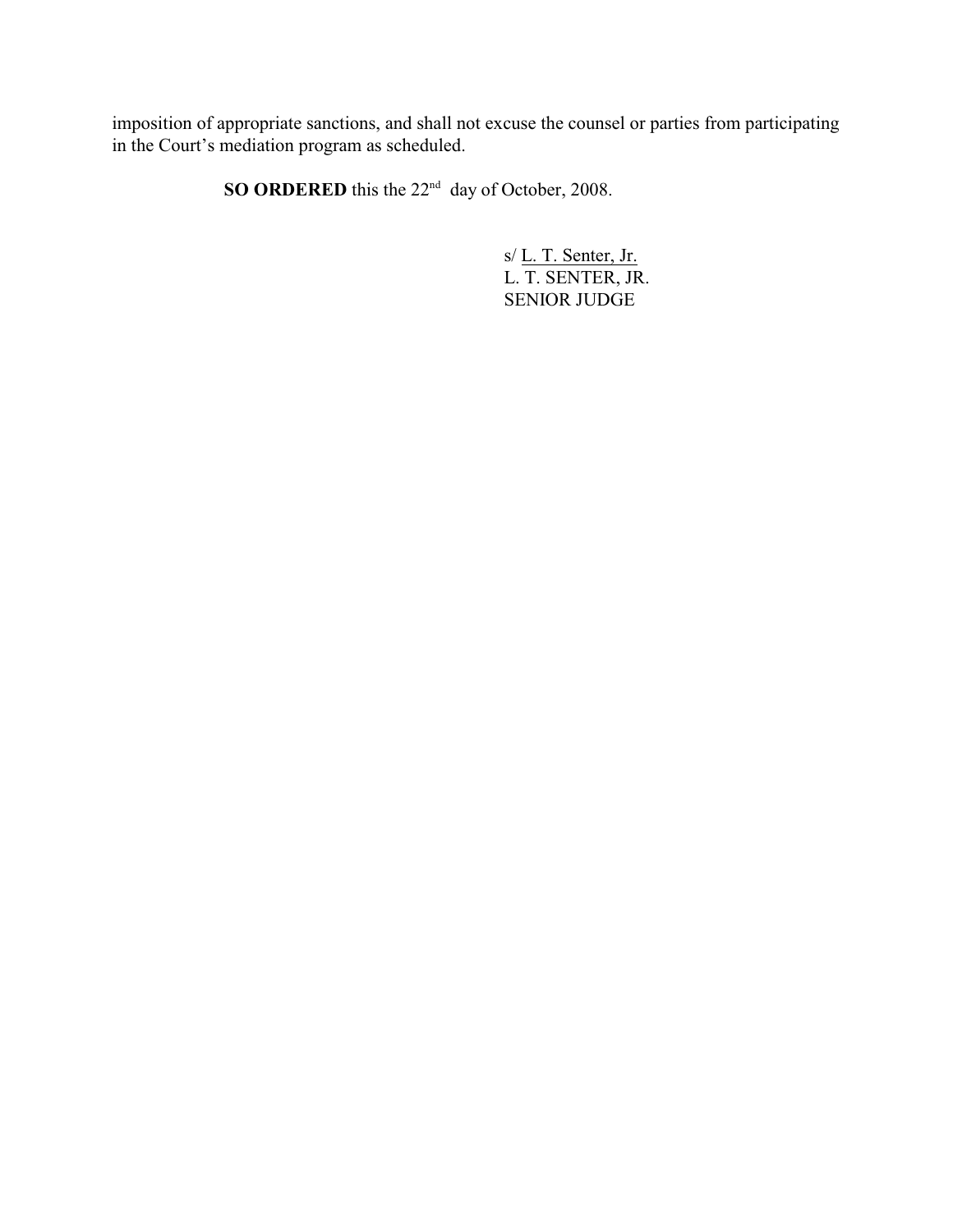imposition of appropriate sanctions, and shall not excuse the counsel or parties from participating in the Court's mediation program as scheduled.

**SO ORDERED** this the 22nd day of October, 2008.

s/ L. T. Senter, Jr.
L. T. SENTER, JR.
SENIOR JUDGE